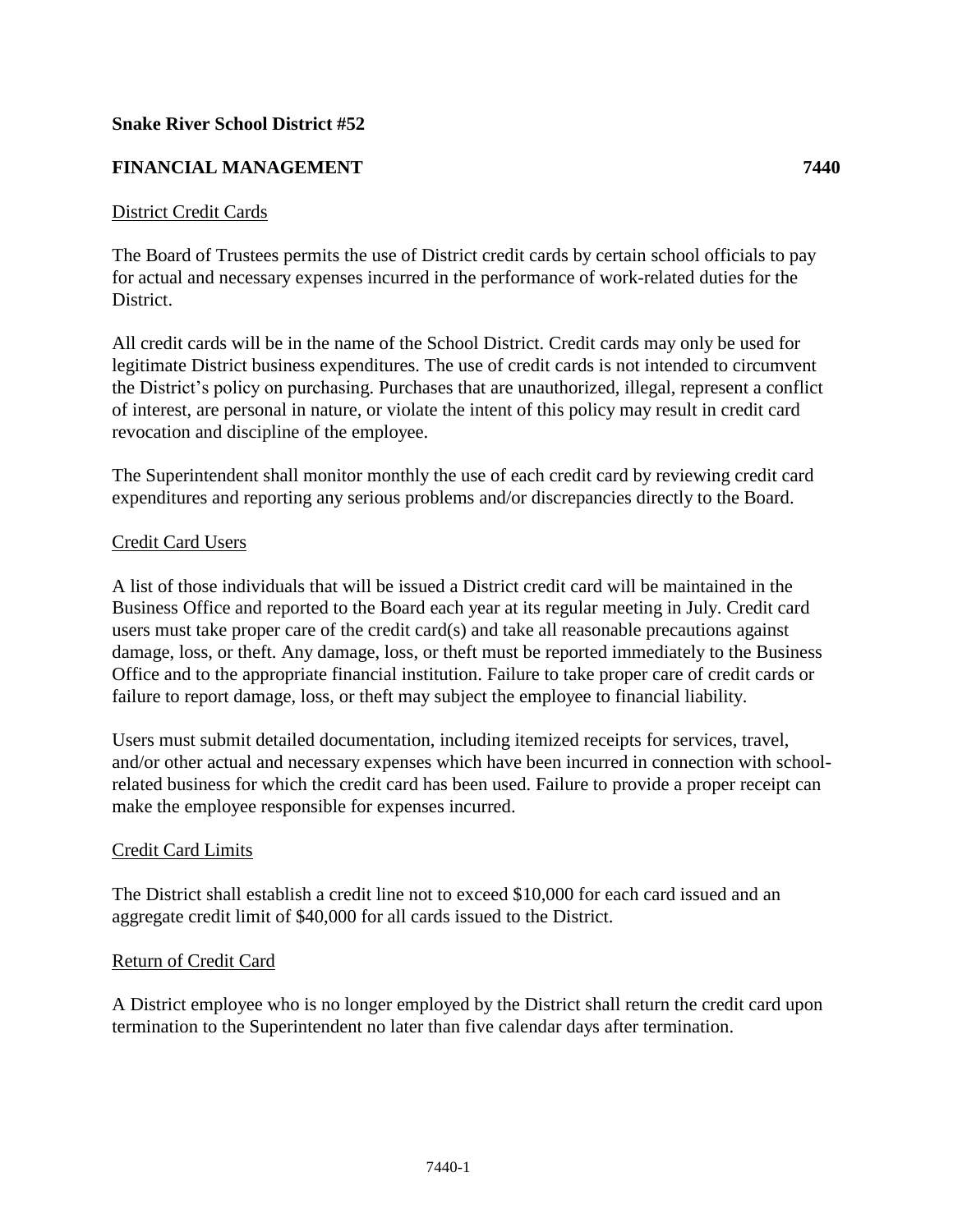**Snake River School District #52**

**FINANCIAL MANAGEMENT 7440**

<u>District Credit Cards</u>

The Board of Trustees permits the use of District credit cards by certain school officials to pay for actual and necessary expenses incurred in the performance of work-related duties for the District.

All credit cards will be in the name of the School District. Credit cards may only be used for legitimate District business expenditures. The use of credit cards is not intended to circumvent the District's policy on purchasing. Purchases that are unauthorized, illegal, represent a conflict of interest, are personal in nature, or violate the intent of this policy may result in credit card revocation and discipline of the employee.

The Superintendent shall monitor monthly the use of each credit card by reviewing credit card expenditures and reporting any serious problems and/or discrepancies directly to the Board.

<u>Credit Card Users</u>

A list of those individuals that will be issued a District credit card will be maintained in the Business Office and reported to the Board each year at its regular meeting in July. Credit card users must take proper care of the credit card(s) and take all reasonable precautions against damage, loss, or theft. Any damage, loss, or theft must be reported immediately to the Business Office and to the appropriate financial institution. Failure to take proper care of credit cards or failure to report damage, loss, or theft may subject the employee to financial liability.

Users must submit detailed documentation, including itemized receipts for services, travel, and/or other actual and necessary expenses which have been incurred in connection with school-related business for which the credit card has been used. Failure to provide a proper receipt can make the employee responsible for expenses incurred.

<u>Credit Card Limits</u>

The District shall establish a credit line not to exceed $10,000 for each card issued and an aggregate credit limit of $40,000 for all cards issued to the District.

<u>Return of Credit Card</u>

A District employee who is no longer employed by the District shall return the credit card upon termination to the Superintendent no later than five calendar days after termination.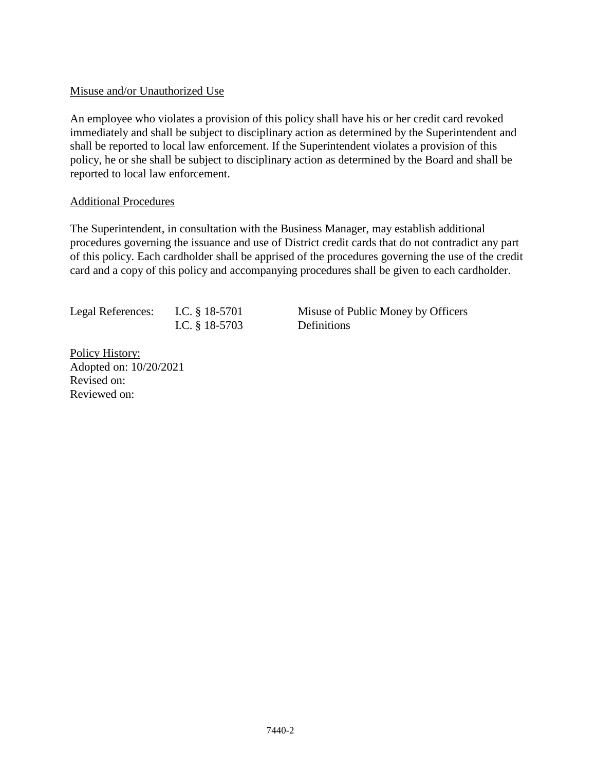Misuse and/or Unauthorized Use

An employee who violates a provision of this policy shall have his or her credit card revoked immediately and shall be subject to disciplinary action as determined by the Superintendent and shall be reported to local law enforcement. If the Superintendent violates a provision of this policy, he or she shall be subject to disciplinary action as determined by the Board and shall be reported to local law enforcement.

Additional Procedures

The Superintendent, in consultation with the Business Manager, may establish additional procedures governing the issuance and use of District credit cards that do not contradict any part of this policy. Each cardholder shall be apprised of the procedures governing the use of the credit card and a copy of this policy and accompanying procedures shall be given to each cardholder.

| | | |
|---|---|---|
| Legal References: | I.C. § 18-5701 | Misuse of Public Money by Officers |
| | I.C. § 18-5703 | Definitions |

Policy History:
Adopted on: 10/20/2021
Revised on:
Reviewed on: